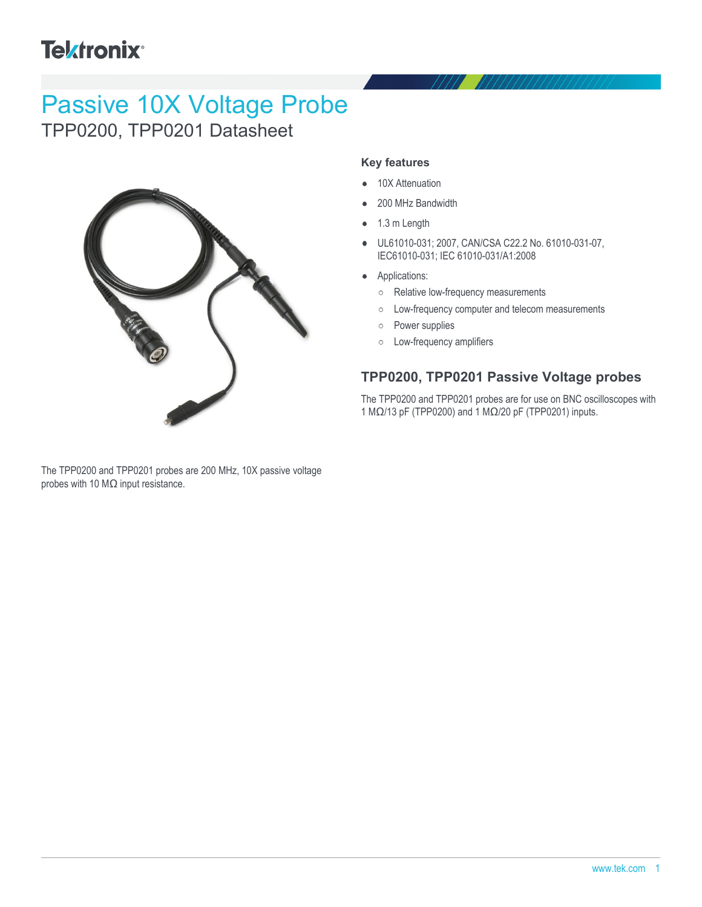Tektronix

# Passive 10X Voltage Probe

TPP0200, TPP0201 Datasheet

The TPP0200 and TPP0201 probes are 200 MHz, 10X passive voltage probes with 10 MΩ input resistance.

### Key features

- 10X Attenuation
- 200 MHz Bandwidth
- 1.3 m Length
- UL61010-031; 2007, CAN/CSA C22.2 No. 61010-031-07, IEC61010-031; IEC 61010-031/A1:2008
- Applications:
  - Relative low-frequency measurements
  - Low-frequency computer and telecom measurements
  - Power supplies
  - Low-frequency amplifiers

## TPP0200, TPP0201 Passive Voltage probes

The TPP0200 and TPP0201 probes are for use on BNC oscilloscopes with 1 MΩ/13 pF (TPP0200) and 1 MΩ/20 pF (TPP0201) inputs.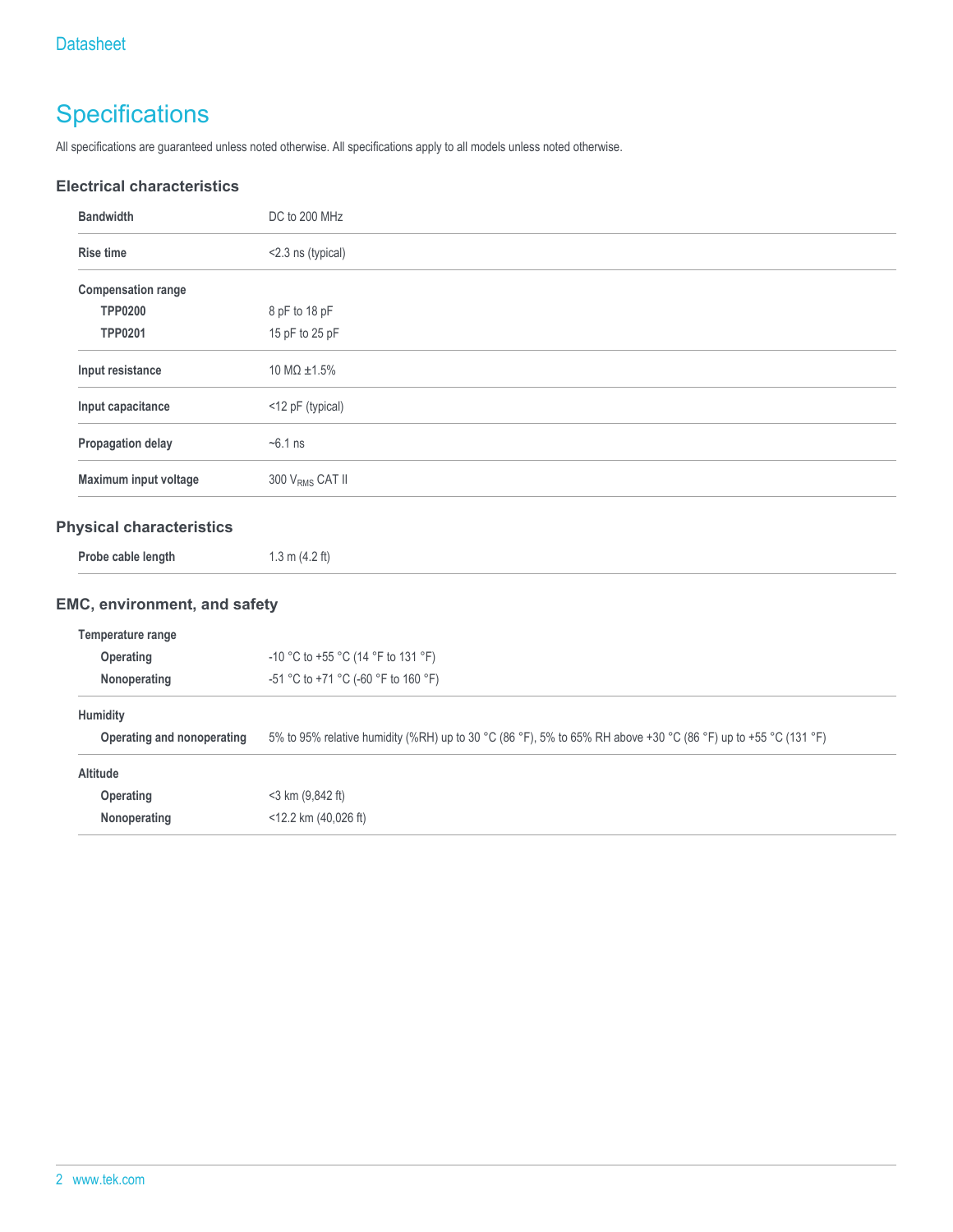# Specifications

All specifications are guaranteed unless noted otherwise. All specifications apply to all models unless noted otherwise.

## Electrical characteristics

| | |
|---|---|
| **Bandwidth** | DC to 200 MHz |
| **Rise time** | <2.3 ns (typical) |
| **Compensation range** | |
| **TPP0200** | 8 pF to 18 pF |
| **TPP0201** | 15 pF to 25 pF |
| **Input resistance** | 10 MΩ ±1.5% |
| **Input capacitance** | <12 pF (typical) |
| **Propagation delay** | ~6.1 ns |
| **Maximum input voltage** | 300 $V_{RMS}$ CAT II |

## Physical characteristics

| | |
|---|---|
| **Probe cable length** | 1.3 m (4.2 ft) |

## EMC, environment, and safety

| | |
|---|---|
| **Temperature range** | |
| **Operating** | -10 °C to +55 °C (14 °F to 131 °F) |
| **Nonoperating** | -51 °C to +71 °C (-60 °F to 160 °F) |
| **Humidity** | |
| **Operating and nonoperating** | 5% to 95% relative humidity (%RH) up to 30 °C (86 °F), 5% to 65% RH above +30 °C (86 °F) up to +55 °C (131 °F) |
| **Altitude** | |
| **Operating** | <3 km (9,842 ft) |
| **Nonoperating** | <12.2 km (40,026 ft) |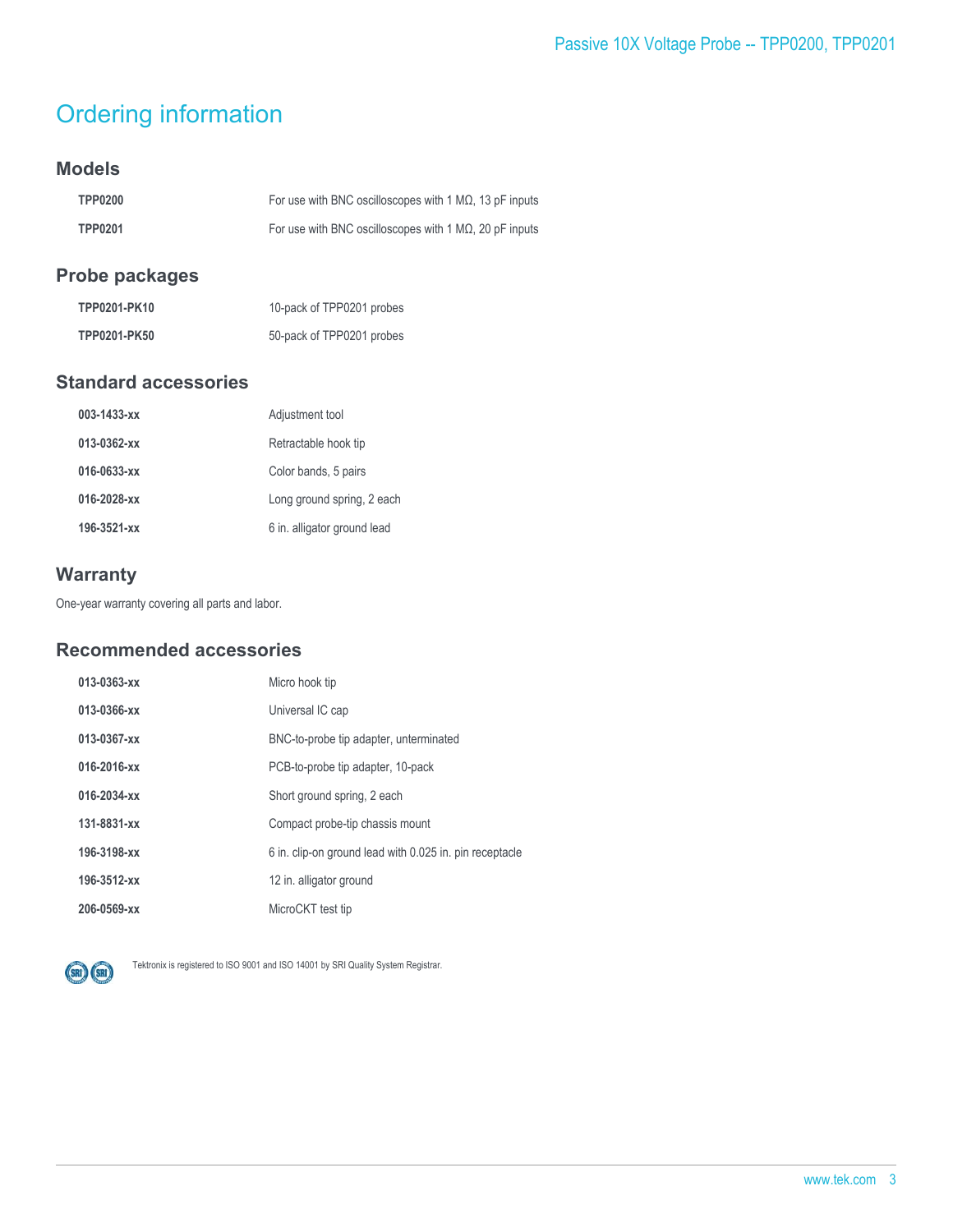# Ordering information

## Models

| | |
|---|---|
| **TPP0200** | For use with BNC oscilloscopes with 1 MΩ, 13 pF inputs |
| **TPP0201** | For use with BNC oscilloscopes with 1 MΩ, 20 pF inputs |

## Probe packages

| | |
|---|---|
| **TPP0201-PK10** | 10-pack of TPP0201 probes |
| **TPP0201-PK50** | 50-pack of TPP0201 probes |

## Standard accessories

| | |
|---|---|
| **003-1433-xx** | Adjustment tool |
| **013-0362-xx** | Retractable hook tip |
| **016-0633-xx** | Color bands, 5 pairs |
| **016-2028-xx** | Long ground spring, 2 each |
| **196-3521-xx** | 6 in. alligator ground lead |

## Warranty

One-year warranty covering all parts and labor.

## Recommended accessories

| | |
|---|---|
| **013-0363-xx** | Micro hook tip |
| **013-0366-xx** | Universal IC cap |
| **013-0367-xx** | BNC-to-probe tip adapter, unterminated |
| **016-2016-xx** | PCB-to-probe tip adapter, 10-pack |
| **016-2034-xx** | Short ground spring, 2 each |
| **131-8831-xx** | Compact probe-tip chassis mount |
| **196-3198-xx** | 6 in. clip-on ground lead with 0.025 in. pin receptacle |
| **196-3512-xx** | 12 in. alligator ground |
| **206-0569-xx** | MicroCKT test tip |

Tektronix is registered to ISO 9001 and ISO 14001 by SRI Quality System Registrar.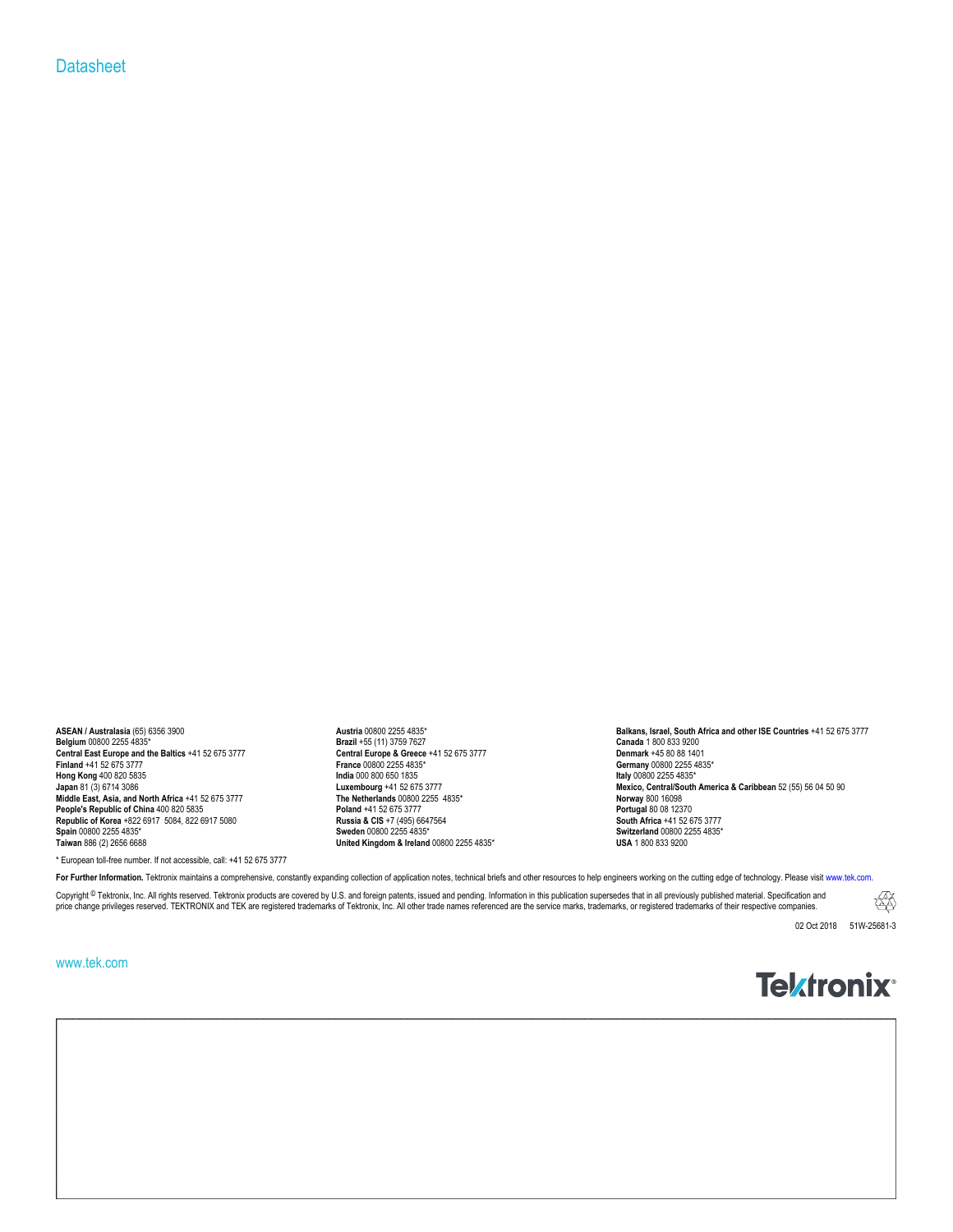**ASEAN / Australasia** (65) 6356 3900
**Belgium** 00800 2255 4835*
**Central East Europe and the Baltics** +41 52 675 3777
**Finland** +41 52 675 3777
**Hong Kong** 400 820 5835
**Japan** 81 (3) 6714 3086
**Middle East, Asia, and North Africa** +41 52 675 3777
**People's Republic of China** 400 820 5835
**Republic of Korea** +822 6917 5084, 822 6917 5080
**Spain** 00800 2255 4835*
**Taiwan** 886 (2) 2656 6688

**Austria** 00800 2255 4835*
**Brazil** +55 (11) 3759 7627
**Central Europe & Greece** +41 52 675 3777
**France** 00800 2255 4835*
**India** 000 800 650 1835
**Luxembourg** +41 52 675 3777
**The Netherlands** 00800 2255 4835*
**Poland** +41 52 675 3777
**Russia & CIS** +7 (495) 6647564
**Sweden** 00800 2255 4835*
**United Kingdom & Ireland** 00800 2255 4835*

**Balkans, Israel, South Africa and other ISE Countries** +41 52 675 3777
**Canada** 1 800 833 9200
**Denmark** +45 80 88 1401
**Germany** 00800 2255 4835*
**Italy** 00800 2255 4835*
**Mexico, Central/South America & Caribbean** 52 (55) 56 04 50 90
**Norway** 800 16098
**Portugal** 80 08 12370
**South Africa** +41 52 675 3777
**Switzerland** 00800 2255 4835*
**USA** 1 800 833 9200

* European toll-free number. If not accessible, call: +41 52 675 3777

**For Further Information.** Tektronix maintains a comprehensive, constantly expanding collection of application notes, technical briefs and other resources to help engineers working on the cutting edge of technology. Please visit www.tek.com.

Copyright © Tektronix, Inc. All rights reserved. Tektronix products are covered by U.S. and foreign patents, issued and pending. Information in this publication supersedes that in all previously published material. Specification and price change privileges reserved. TEKTRONIX and TEK are registered trademarks of Tektronix, Inc. All other trade names referenced are the service marks, trademarks, or registered trademarks of their respective companies.

02 Oct 2018 51W-25681-3

www.tek.com

Tektronix®